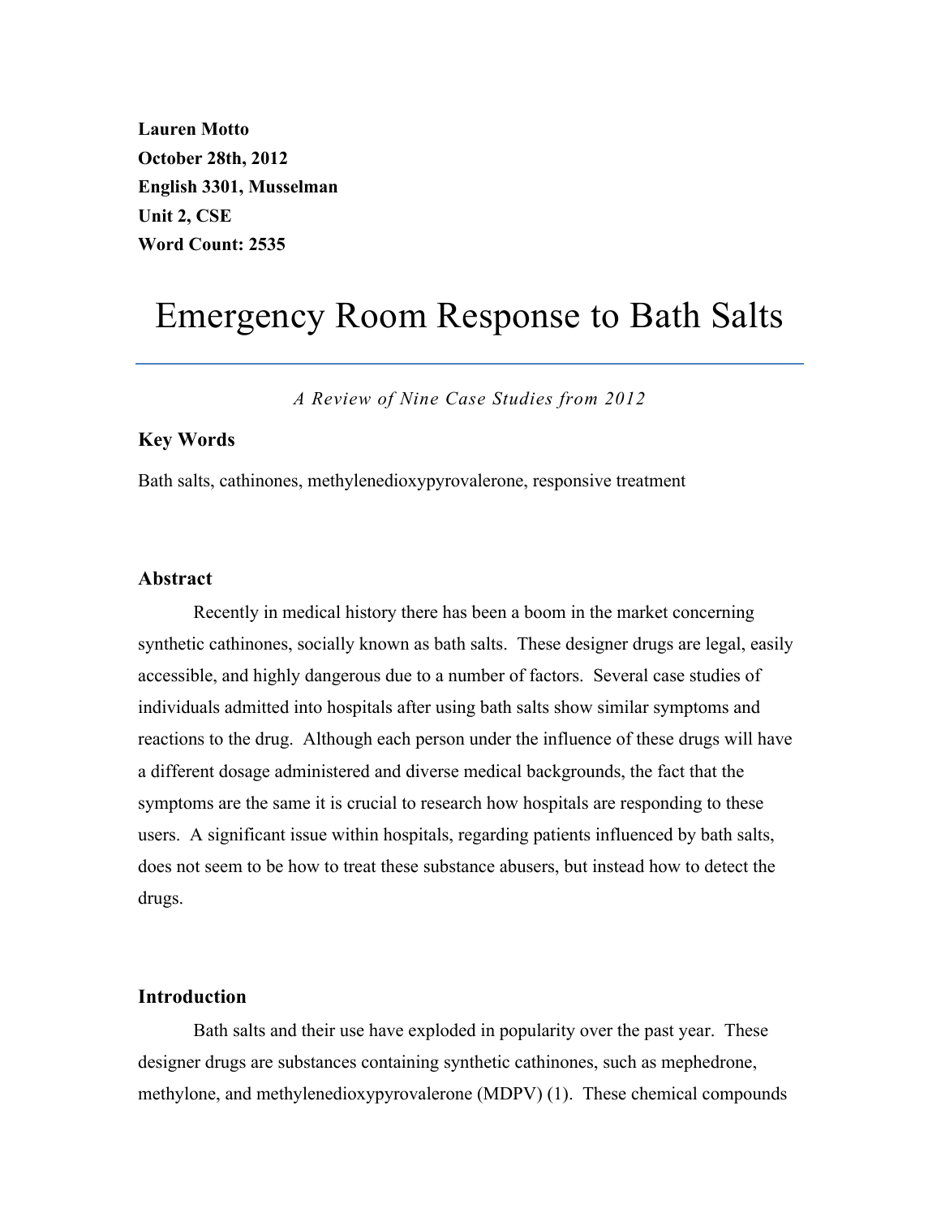**Lauren Motto**
**October 28th, 2012**
**English 3301, Musselman**
**Unit 2, CSE**
**Word Count: 2535**

# Emergency Room Response to Bath Salts

*A Review of Nine Case Studies from 2012*

### Key Words

Bath salts, cathinones, methylenedioxypyrovalerone, responsive treatment

### Abstract

Recently in medical history there has been a boom in the market concerning synthetic cathinones, socially known as bath salts. These designer drugs are legal, easily accessible, and highly dangerous due to a number of factors. Several case studies of individuals admitted into hospitals after using bath salts show similar symptoms and reactions to the drug. Although each person under the influence of these drugs will have a different dosage administered and diverse medical backgrounds, the fact that the symptoms are the same it is crucial to research how hospitals are responding to these users. A significant issue within hospitals, regarding patients influenced by bath salts, does not seem to be how to treat these substance abusers, but instead how to detect the drugs.

### Introduction

Bath salts and their use have exploded in popularity over the past year. These designer drugs are substances containing synthetic cathinones, such as mephedrone, methylone, and methylenedioxypyrovalerone (MDPV) (1). These chemical compounds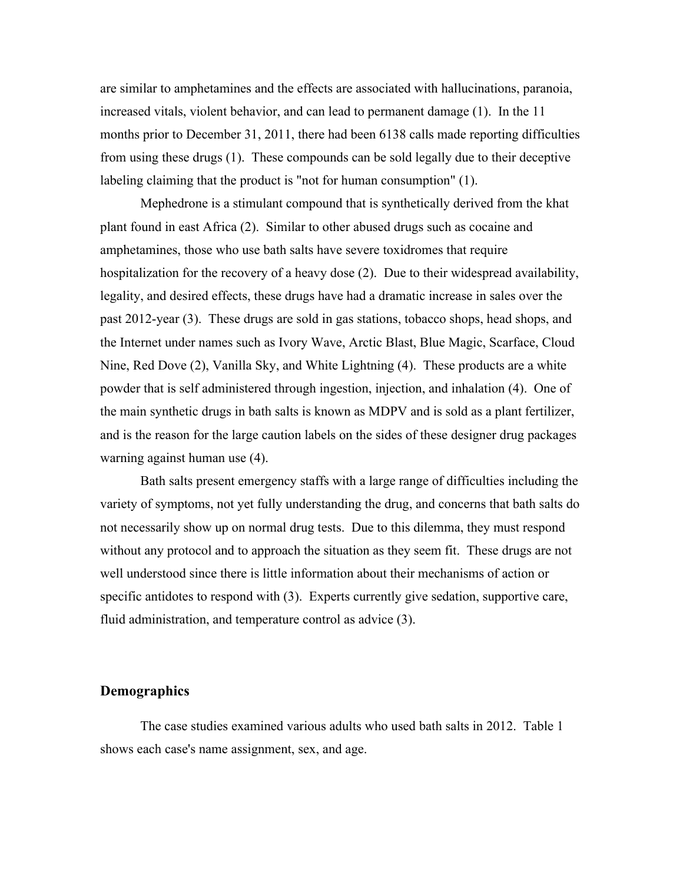are similar to amphetamines and the effects are associated with hallucinations, paranoia, increased vitals, violent behavior, and can lead to permanent damage (1). In the 11 months prior to December 31, 2011, there had been 6138 calls made reporting difficulties from using these drugs (1). These compounds can be sold legally due to their deceptive labeling claiming that the product is "not for human consumption" (1).

Mephedrone is a stimulant compound that is synthetically derived from the khat plant found in east Africa (2). Similar to other abused drugs such as cocaine and amphetamines, those who use bath salts have severe toxidromes that require hospitalization for the recovery of a heavy dose (2). Due to their widespread availability, legality, and desired effects, these drugs have had a dramatic increase in sales over the past 2012-year (3). These drugs are sold in gas stations, tobacco shops, head shops, and the Internet under names such as Ivory Wave, Arctic Blast, Blue Magic, Scarface, Cloud Nine, Red Dove (2), Vanilla Sky, and White Lightning (4). These products are a white powder that is self administered through ingestion, injection, and inhalation (4). One of the main synthetic drugs in bath salts is known as MDPV and is sold as a plant fertilizer, and is the reason for the large caution labels on the sides of these designer drug packages warning against human use (4).

Bath salts present emergency staffs with a large range of difficulties including the variety of symptoms, not yet fully understanding the drug, and concerns that bath salts do not necessarily show up on normal drug tests. Due to this dilemma, they must respond without any protocol and to approach the situation as they seem fit. These drugs are not well understood since there is little information about their mechanisms of action or specific antidotes to respond with (3). Experts currently give sedation, supportive care, fluid administration, and temperature control as advice (3).

## Demographics

The case studies examined various adults who used bath salts in 2012. Table 1 shows each case's name assignment, sex, and age.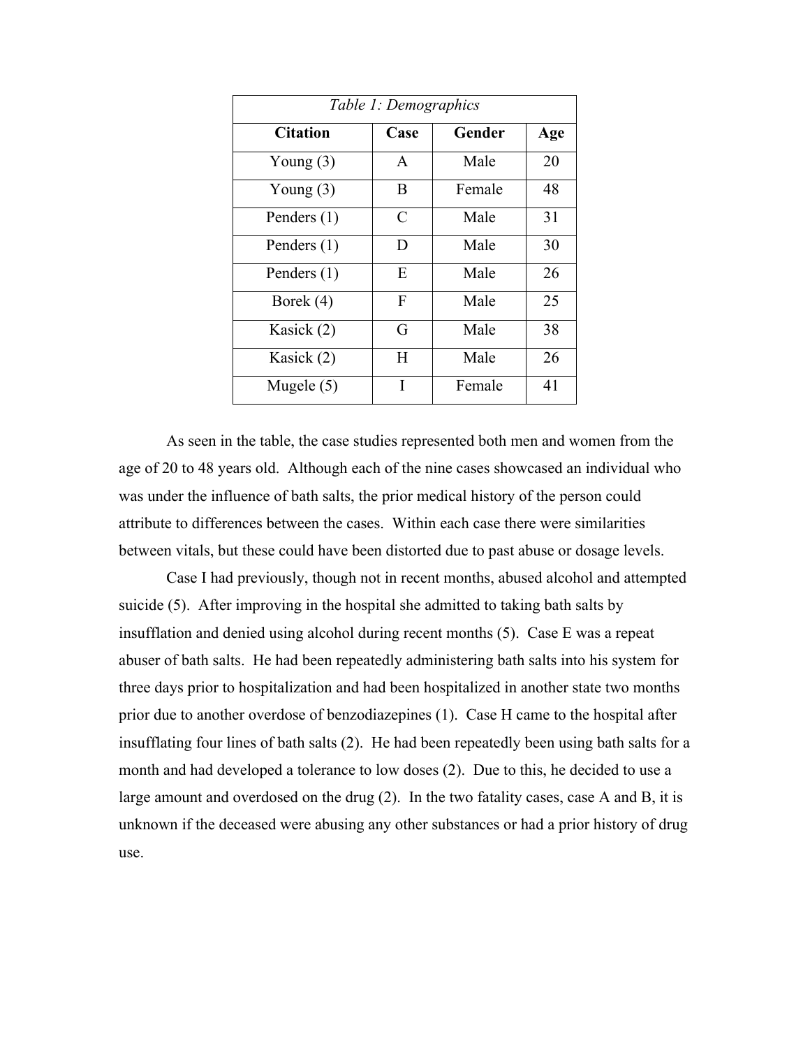| *Table 1: Demographics* | | | |
|---|---|---|---|
| **Citation** | **Case** | **Gender** | **Age** |
| Young (3) | A | Male | 20 |
| Young (3) | B | Female | 48 |
| Penders (1) | C | Male | 31 |
| Penders (1) | D | Male | 30 |
| Penders (1) | E | Male | 26 |
| Borek (4) | F | Male | 25 |
| Kasick (2) | G | Male | 38 |
| Kasick (2) | H | Male | 26 |
| Mugele (5) | I | Female | 41 |

As seen in the table, the case studies represented both men and women from the age of 20 to 48 years old. Although each of the nine cases showcased an individual who was under the influence of bath salts, the prior medical history of the person could attribute to differences between the cases. Within each case there were similarities between vitals, but these could have been distorted due to past abuse or dosage levels.

Case I had previously, though not in recent months, abused alcohol and attempted suicide (5). After improving in the hospital she admitted to taking bath salts by insufflation and denied using alcohol during recent months (5). Case E was a repeat abuser of bath salts. He had been repeatedly administering bath salts into his system for three days prior to hospitalization and had been hospitalized in another state two months prior due to another overdose of benzodiazepines (1). Case H came to the hospital after insufflating four lines of bath salts (2). He had been repeatedly been using bath salts for a month and had developed a tolerance to low doses (2). Due to this, he decided to use a large amount and overdosed on the drug (2). In the two fatality cases, case A and B, it is unknown if the deceased were abusing any other substances or had a prior history of drug use.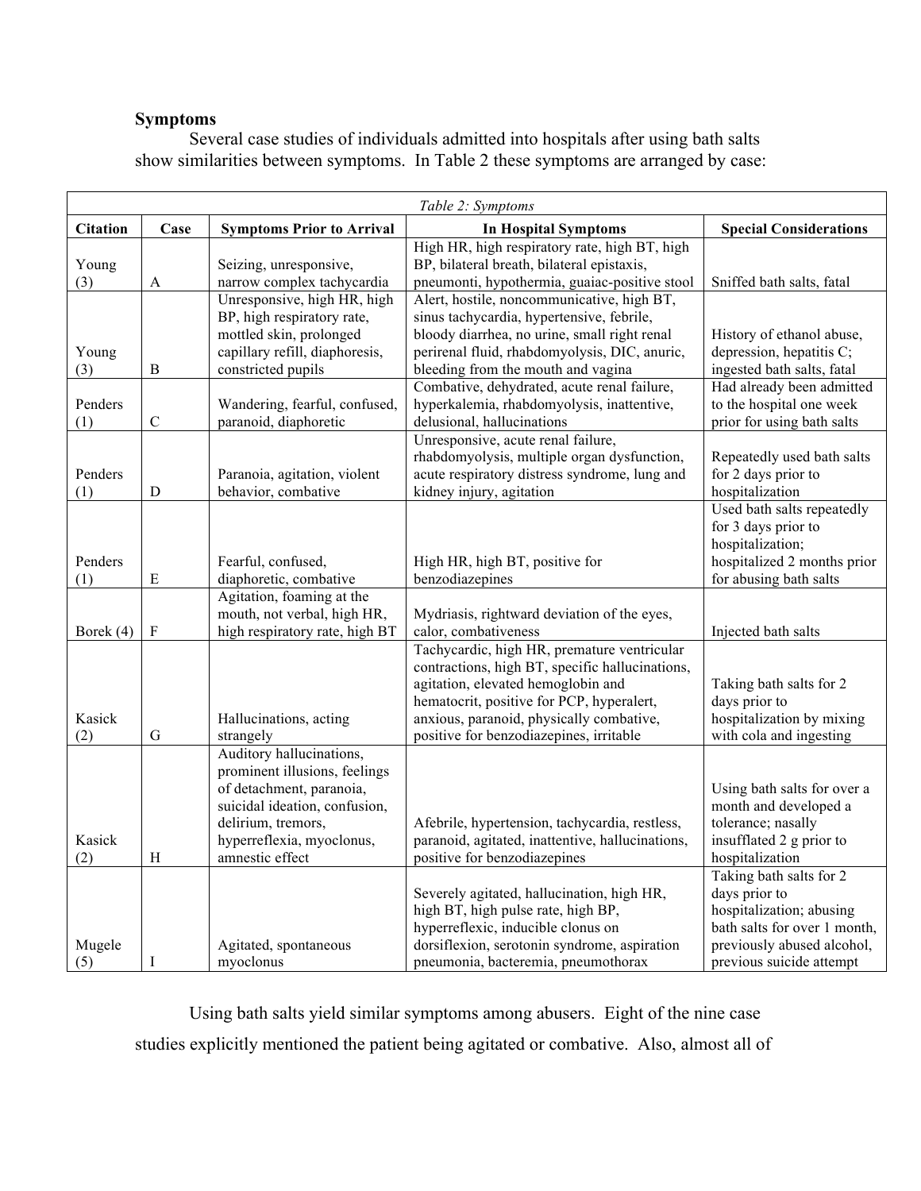**Symptoms**

Several case studies of individuals admitted into hospitals after using bath salts show similarities between symptoms. In Table 2 these symptoms are arranged by case:

*Table 2: Symptoms*

| Citation | Case | Symptoms Prior to Arrival | In Hospital Symptoms | Special Considerations |
|---|---|---|---|---|
| Young (3) | A | Seizing, unresponsive, narrow complex tachycardia | High HR, high respiratory rate, high BT, high BP, bilateral breath, bilateral epistaxis, pneumonti, hypothermia, guaiac-positive stool | Sniffed bath salts, fatal |
| Young (3) | B | Unresponsive, high HR, high BP, high respiratory rate, mottled skin, prolonged capillary refill, diaphoresis, constricted pupils | Alert, hostile, noncommunicative, high BT, sinus tachycardia, hypertensive, febrile, bloody diarrhea, no urine, small right renal perirenal fluid, rhabdomyolysis, DIC, anuric, bleeding from the mouth and vagina | History of ethanol abuse, depression, hepatitis C; ingested bath salts, fatal |
| Penders (1) | C | Wandering, fearful, confused, paranoid, diaphoretic | Combative, dehydrated, acute renal failure, hyperkalemia, rhabdomyolysis, inattentive, delusional, hallucinations | Had already been admitted to the hospital one week prior for using bath salts |
| Penders (1) | D | Paranoia, agitation, violent behavior, combative | Unresponsive, acute renal failure, rhabdomyolysis, multiple organ dysfunction, acute respiratory distress syndrome, lung and kidney injury, agitation | Repeatedly used bath salts for 2 days prior to hospitalization |
| Penders (1) | E | Fearful, confused, diaphoretic, combative | High HR, high BT, positive for benzodiazepines | Used bath salts repeatedly for 3 days prior to hospitalization; hospitalized 2 months prior for abusing bath salts |
| Borek (4) | F | Agitation, foaming at the mouth, not verbal, high HR, high respiratory rate, high BT | Mydriasis, rightward deviation of the eyes, calor, combativeness | Injected bath salts |
| Kasick (2) | G | Hallucinations, acting strangely | Tachycardic, high HR, premature ventricular contractions, high BT, specific hallucinations, agitation, elevated hemoglobin and hematocrit, positive for PCP, hyperalert, anxious, paranoid, physically combative, positive for benzodiazepines, irritable | Taking bath salts for 2 days prior to hospitalization by mixing with cola and ingesting |
| Kasick (2) | H | Auditory hallucinations, prominent illusions, feelings of detachment, paranoia, suicidal ideation, confusion, delirium, tremors, hyperreflexia, myoclonus, amnestic effect | Afebrile, hypertension, tachycardia, restless, paranoid, agitated, inattentive, hallucinations, positive for benzodiazepines | Using bath salts for over a month and developed a tolerance; nasally insufflated 2 g prior to hospitalization |
| Mugele (5) | I | Agitated, spontaneous myoclonus | Severely agitated, hallucination, high HR, high BT, high pulse rate, high BP, hyperreflexic, inducible clonus on dorsiflexion, serotonin syndrome, aspiration pneumonia, bacteremia, pneumothorax | Taking bath salts for 2 days prior to hospitalization; abusing bath salts for over 1 month, previously abused alcohol, previous suicide attempt |

Using bath salts yield similar symptoms among abusers. Eight of the nine case studies explicitly mentioned the patient being agitated or combative. Also, almost all of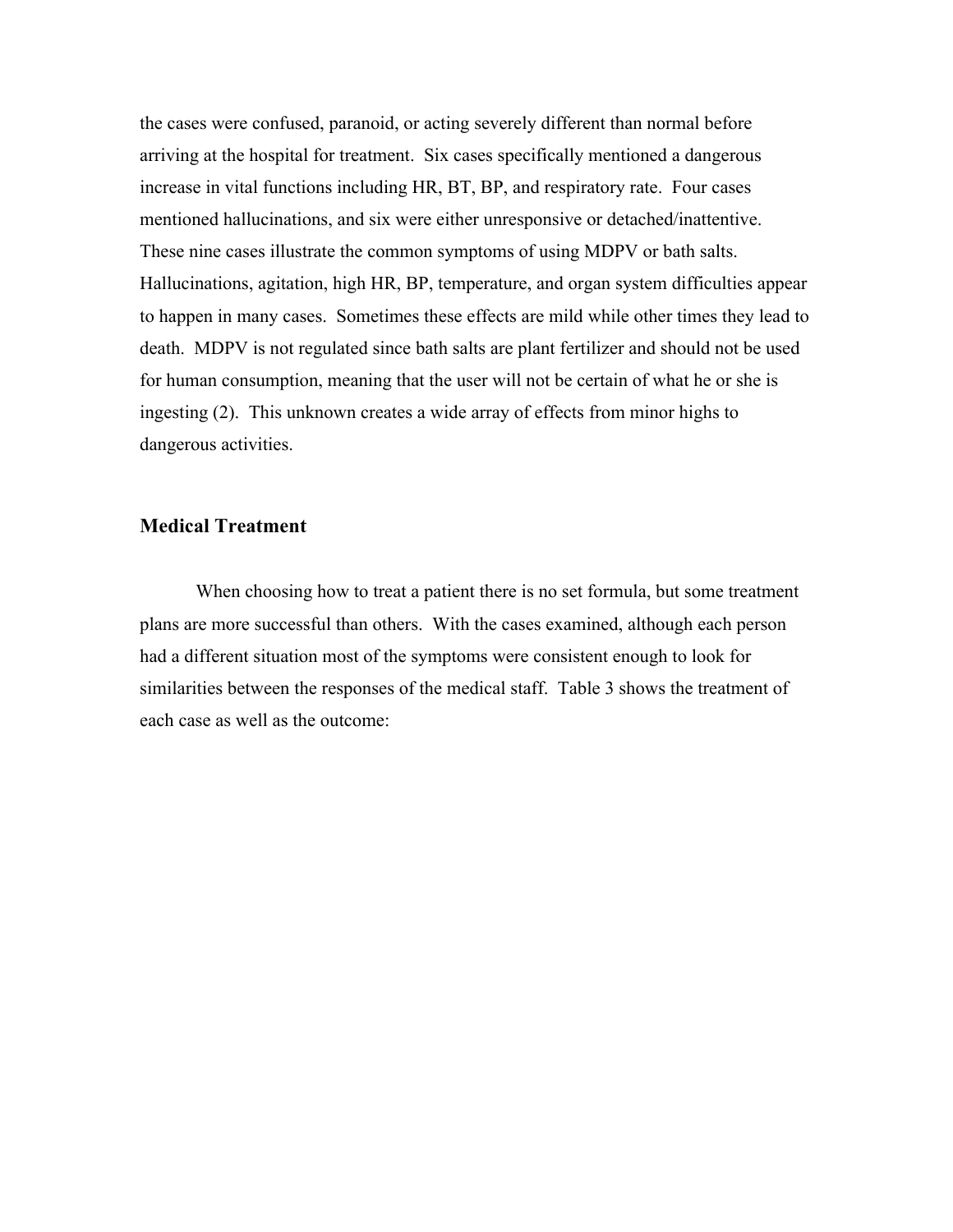the cases were confused, paranoid, or acting severely different than normal before arriving at the hospital for treatment. Six cases specifically mentioned a dangerous increase in vital functions including HR, BT, BP, and respiratory rate. Four cases mentioned hallucinations, and six were either unresponsive or detached/inattentive. These nine cases illustrate the common symptoms of using MDPV or bath salts. Hallucinations, agitation, high HR, BP, temperature, and organ system difficulties appear to happen in many cases. Sometimes these effects are mild while other times they lead to death. MDPV is not regulated since bath salts are plant fertilizer and should not be used for human consumption, meaning that the user will not be certain of what he or she is ingesting (2). This unknown creates a wide array of effects from minor highs to dangerous activities.

## Medical Treatment

When choosing how to treat a patient there is no set formula, but some treatment plans are more successful than others. With the cases examined, although each person had a different situation most of the symptoms were consistent enough to look for similarities between the responses of the medical staff. Table 3 shows the treatment of each case as well as the outcome: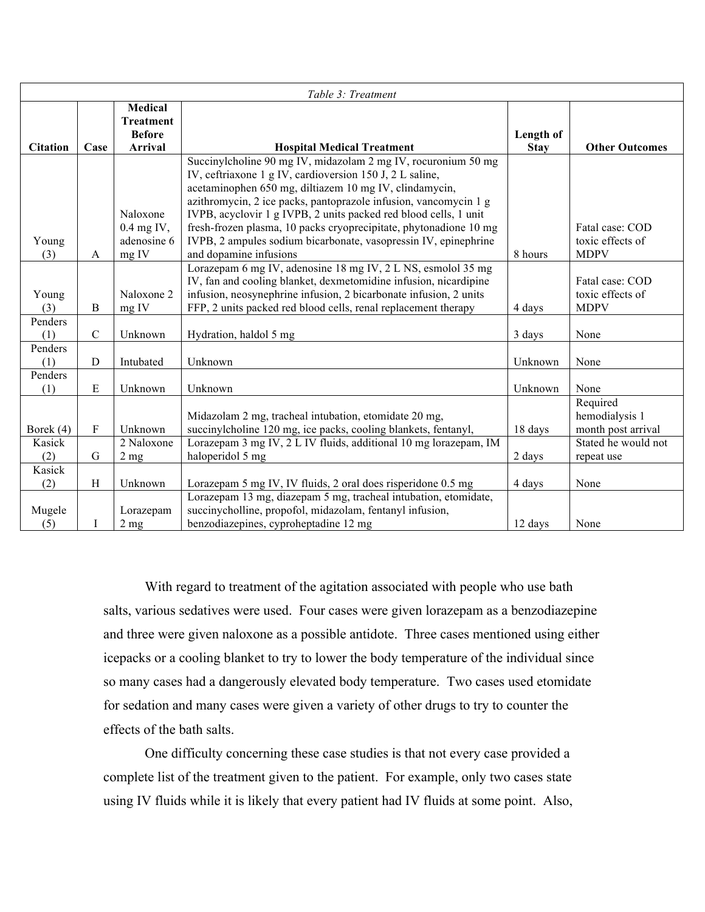| Table 3: Treatment | | | | | |
|---|---|---|---|---|---|
| **Citation** | **Case** | **Medical Treatment Before Arrival** | **Hospital Medical Treatment** | **Length of Stay** | **Other Outcomes** |
| Young (3) | A | Naloxone 0.4 mg IV, adenosine 6 mg IV | Succinylcholine 90 mg IV, midazolam 2 mg IV, rocuronium 50 mg IV, ceftriaxone 1 g IV, cardioversion 150 J, 2 L saline, acetaminophen 650 mg, diltiazem 10 mg IV, clindamycin, azithromycin, 2 ice packs, pantoprazole infusion, vancomycin 1 g IVPB, acyclovir 1 g IVPB, 2 units packed red blood cells, 1 unit fresh-frozen plasma, 10 packs cryoprecipitate, phytonadione 10 mg IVPB, 2 ampules sodium bicarbonate, vasopressin IV, epinephrine and dopamine infusions | 8 hours | Fatal case: COD toxic effects of MDPV |
| Young (3) | B | Naloxone 2 mg IV | Lorazepam 6 mg IV, adenosine 18 mg IV, 2 L NS, esmolol 35 mg IV, fan and cooling blanket, dexmetomidine infusion, nicardipine infusion, neosynephrine infusion, 2 bicarbonate infusion, 2 units FFP, 2 units packed red blood cells, renal replacement therapy | 4 days | Fatal case: COD toxic effects of MDPV |
| Penders (1) | C | Unknown | Hydration, haldol 5 mg | 3 days | None |
| Penders (1) | D | Intubated | Unknown | Unknown | None |
| Penders (1) | E | Unknown | Unknown | Unknown | None |
| Borek (4) | F | Unknown | Midazolam 2 mg, tracheal intubation, etomidate 20 mg, succinylcholine 120 mg, ice packs, cooling blankets, fentanyl, | 18 days | Required hemodialysis 1 month post arrival |
| Kasick (2) | G | 2 Naloxone 2 mg | Lorazepam 3 mg IV, 2 L IV fluids, additional 10 mg lorazepam, IM haloperidol 5 mg | 2 days | Stated he would not repeat use |
| Kasick (2) | H | Unknown | Lorazepam 5 mg IV, IV fluids, 2 oral does risperidone 0.5 mg | 4 days | None |
| Mugele (5) | I | Lorazepam 2 mg | Lorazepam 13 mg, diazepam 5 mg, tracheal intubation, etomidate, succinycholline, propofol, midazolam, fentanyl infusion, benzodiazepines, cyproheptadine 12 mg | 12 days | None |

With regard to treatment of the agitation associated with people who use bath salts, various sedatives were used. Four cases were given lorazepam as a benzodiazepine and three were given naloxone as a possible antidote. Three cases mentioned using either icepacks or a cooling blanket to try to lower the body temperature of the individual since so many cases had a dangerously elevated body temperature. Two cases used etomidate for sedation and many cases were given a variety of other drugs to try to counter the effects of the bath salts.

One difficulty concerning these case studies is that not every case provided a complete list of the treatment given to the patient. For example, only two cases state using IV fluids while it is likely that every patient had IV fluids at some point. Also,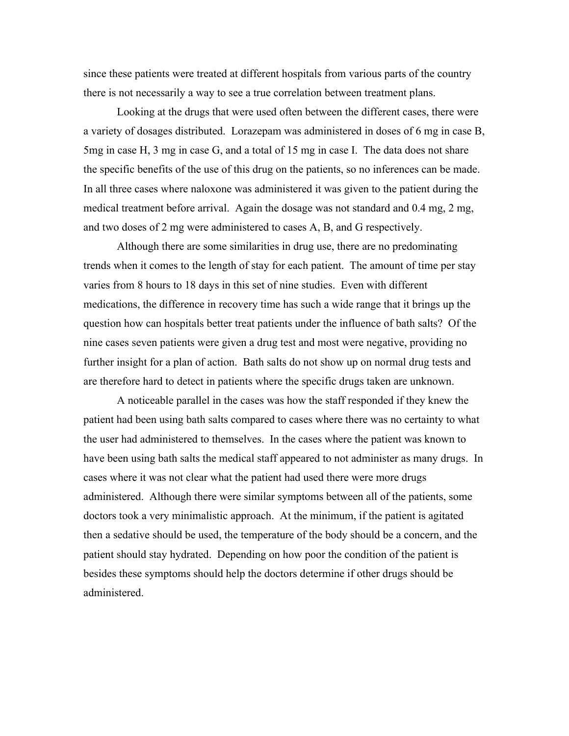since these patients were treated at different hospitals from various parts of the country there is not necessarily a way to see a true correlation between treatment plans.

Looking at the drugs that were used often between the different cases, there were a variety of dosages distributed. Lorazepam was administered in doses of 6 mg in case B, 5mg in case H, 3 mg in case G, and a total of 15 mg in case I. The data does not share the specific benefits of the use of this drug on the patients, so no inferences can be made. In all three cases where naloxone was administered it was given to the patient during the medical treatment before arrival. Again the dosage was not standard and 0.4 mg, 2 mg, and two doses of 2 mg were administered to cases A, B, and G respectively.

Although there are some similarities in drug use, there are no predominating trends when it comes to the length of stay for each patient. The amount of time per stay varies from 8 hours to 18 days in this set of nine studies. Even with different medications, the difference in recovery time has such a wide range that it brings up the question how can hospitals better treat patients under the influence of bath salts? Of the nine cases seven patients were given a drug test and most were negative, providing no further insight for a plan of action. Bath salts do not show up on normal drug tests and are therefore hard to detect in patients where the specific drugs taken are unknown.

A noticeable parallel in the cases was how the staff responded if they knew the patient had been using bath salts compared to cases where there was no certainty to what the user had administered to themselves. In the cases where the patient was known to have been using bath salts the medical staff appeared to not administer as many drugs. In cases where it was not clear what the patient had used there were more drugs administered. Although there were similar symptoms between all of the patients, some doctors took a very minimalistic approach. At the minimum, if the patient is agitated then a sedative should be used, the temperature of the body should be a concern, and the patient should stay hydrated. Depending on how poor the condition of the patient is besides these symptoms should help the doctors determine if other drugs should be administered.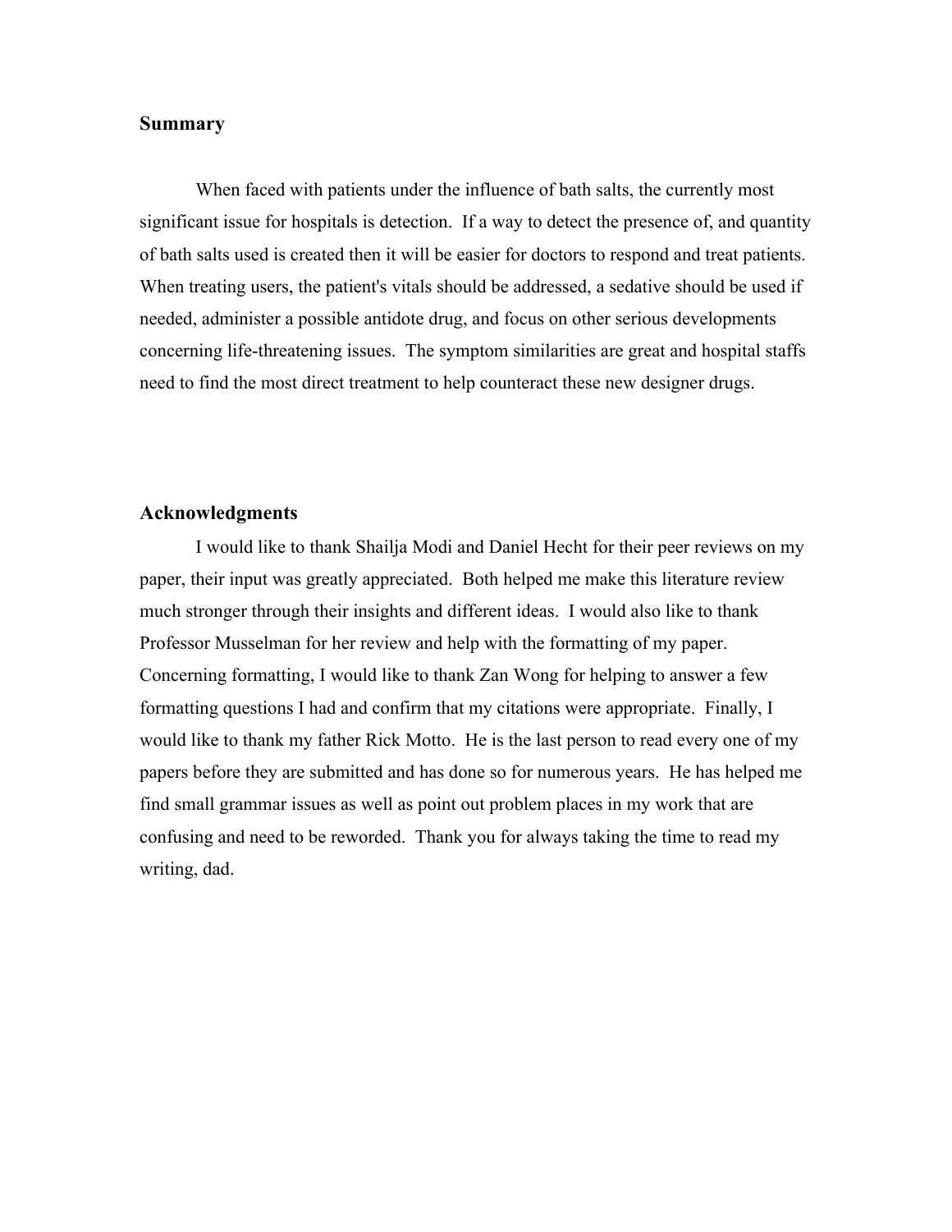## Summary

When faced with patients under the influence of bath salts, the currently most significant issue for hospitals is detection. If a way to detect the presence of, and quantity of bath salts used is created then it will be easier for doctors to respond and treat patients. When treating users, the patient's vitals should be addressed, a sedative should be used if needed, administer a possible antidote drug, and focus on other serious developments concerning life-threatening issues. The symptom similarities are great and hospital staffs need to find the most direct treatment to help counteract these new designer drugs.

## Acknowledgments

I would like to thank Shailja Modi and Daniel Hecht for their peer reviews on my paper, their input was greatly appreciated. Both helped me make this literature review much stronger through their insights and different ideas. I would also like to thank Professor Musselman for her review and help with the formatting of my paper. Concerning formatting, I would like to thank Zan Wong for helping to answer a few formatting questions I had and confirm that my citations were appropriate. Finally, I would like to thank my father Rick Motto. He is the last person to read every one of my papers before they are submitted and has done so for numerous years. He has helped me find small grammar issues as well as point out problem places in my work that are confusing and need to be reworded. Thank you for always taking the time to read my writing, dad.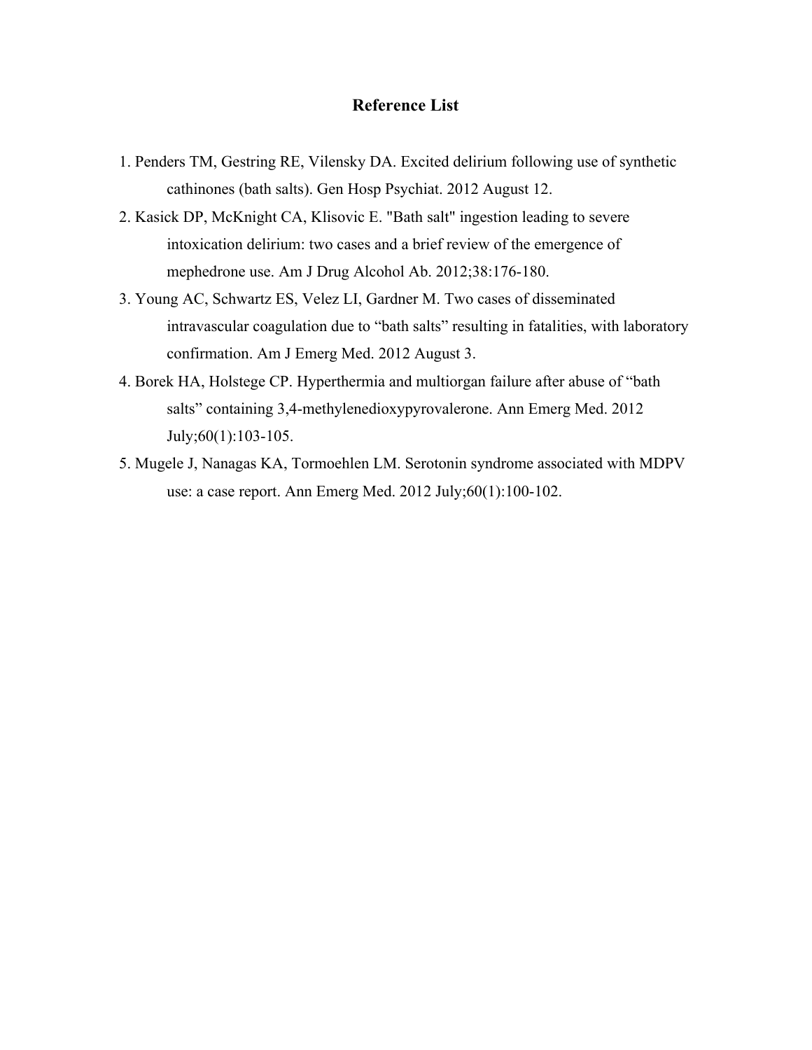## Reference List

1. Penders TM, Gestring RE, Vilensky DA. Excited delirium following use of synthetic cathinones (bath salts). Gen Hosp Psychiat. 2012 August 12.
2. Kasick DP, McKnight CA, Klisovic E. "Bath salt" ingestion leading to severe intoxication delirium: two cases and a brief review of the emergence of mephedrone use. Am J Drug Alcohol Ab. 2012;38:176-180.
3. Young AC, Schwartz ES, Velez LI, Gardner M. Two cases of disseminated intravascular coagulation due to "bath salts" resulting in fatalities, with laboratory confirmation. Am J Emerg Med. 2012 August 3.
4. Borek HA, Holstege CP. Hyperthermia and multiorgan failure after abuse of "bath salts" containing 3,4-methylenedioxypyrovalerone. Ann Emerg Med. 2012 July;60(1):103-105.
5. Mugele J, Nanagas KA, Tormoehlen LM. Serotonin syndrome associated with MDPV use: a case report. Ann Emerg Med. 2012 July;60(1):100-102.